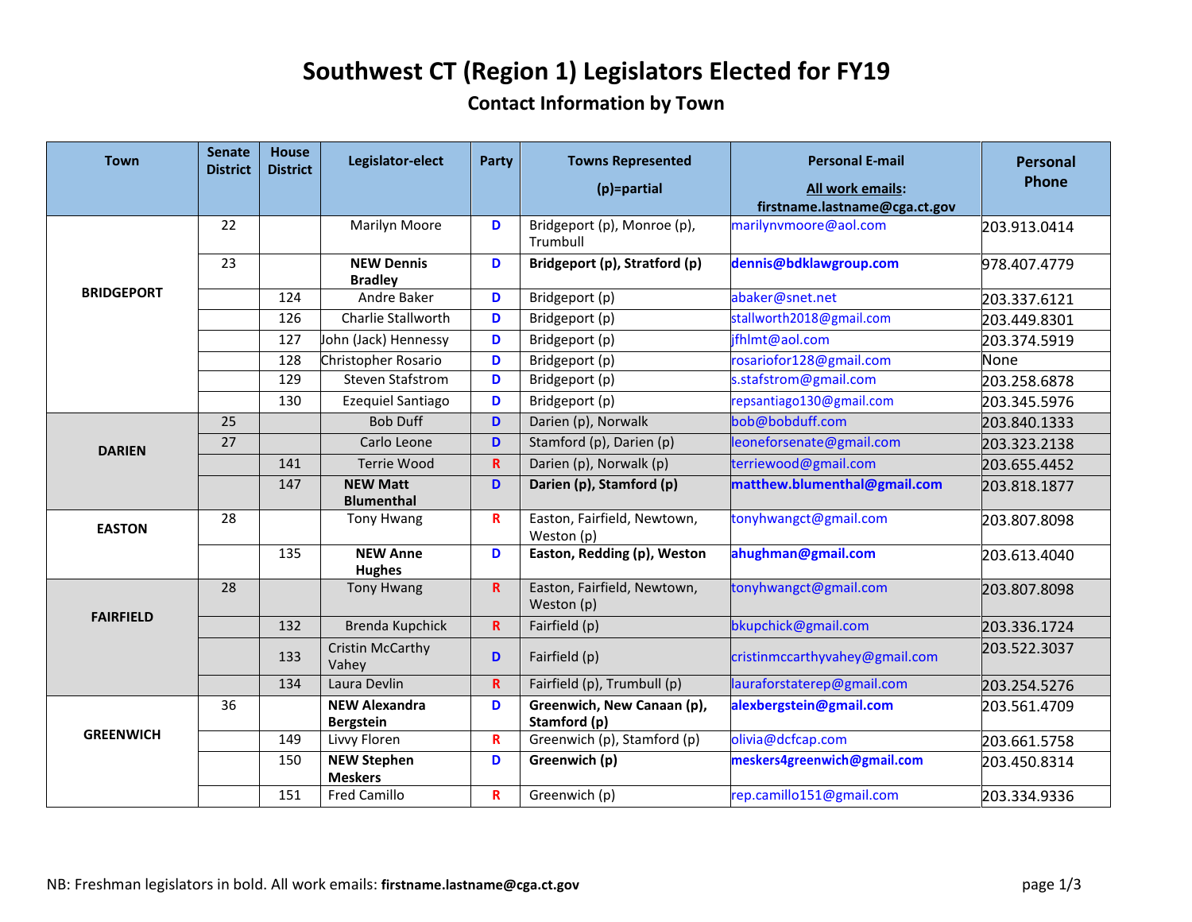# Southwest CT (Region 1) Legislators Elected for FY19

## Contact Information by Town

| Town | Senate District | House District | Legislator-elect | Party | Towns Represented (p)=partial | Personal E-mail **All work emails**: firstname.lastname@cga.ct.gov | Personal Phone |
|---|---|---|---|---|---|---|---|
| **BRIDGEPORT** | 22 | | Marilyn Moore | D | Bridgeport (p), Monroe (p), Trumbull | marilynvmoore@aol.com | 203.913.0414 |
| | 23 | | **NEW Dennis Bradley** | D | **Bridgeport (p), Stratford (p)** | **dennis@bdklawgroup.com** | 978.407.4779 |
| | | 124 | Andre Baker | D | Bridgeport (p) | abaker@snet.net | 203.337.6121 |
| | | 126 | Charlie Stallworth | D | Bridgeport (p) | stallworth2018@gmail.com | 203.449.8301 |
| | | 127 | John (Jack) Hennessy | D | Bridgeport (p) | jfhlmt@aol.com | 203.374.5919 |
| | | 128 | Christopher Rosario | D | Bridgeport (p) | rosariofor128@gmail.com | None |
| | | 129 | Steven Stafstrom | D | Bridgeport (p) | s.stafstrom@gmail.com | 203.258.6878 |
| | | 130 | Ezequiel Santiago | D | Bridgeport (p) | repsantiago130@gmail.com | 203.345.5976 |
| **DARIEN** | 25 | | Bob Duff | D | Darien (p), Norwalk | bob@bobduff.com | 203.840.1333 |
| | 27 | | Carlo Leone | D | Stamford (p), Darien (p) | leoneforsenate@gmail.com | 203.323.2138 |
| | | 141 | Terrie Wood | R | Darien (p), Norwalk (p) | terriewood@gmail.com | 203.655.4452 |
| | | 147 | **NEW Matt Blumenthal** | D | **Darien (p), Stamford (p)** | **matthew.blumenthal@gmail.com** | 203.818.1877 |
| **EASTON** | 28 | | Tony Hwang | R | Easton, Fairfield, Newtown, Weston (p) | tonyhwangct@gmail.com | 203.807.8098 |
| | | 135 | **NEW Anne Hughes** | D | **Easton, Redding (p), Weston** | **ahughman@gmail.com** | 203.613.4040 |
| **FAIRFIELD** | 28 | | Tony Hwang | R | Easton, Fairfield, Newtown, Weston (p) | tonyhwangct@gmail.com | 203.807.8098 |
| | | 132 | Brenda Kupchick | R | Fairfield (p) | bkupchick@gmail.com | 203.336.1724 |
| | | 133 | Cristin McCarthy Vahey | D | Fairfield (p) | cristinmccarthyvahey@gmail.com | 203.522.3037 |
| | | 134 | Laura Devlin | R | Fairfield (p), Trumbull (p) | lauraforstaterep@gmail.com | 203.254.5276 |
| **GREENWICH** | 36 | | **NEW Alexandra Bergstein** | D | **Greenwich, New Canaan (p), Stamford (p)** | **alexbergstein@gmail.com** | 203.561.4709 |
| | | 149 | Livvy Floren | R | Greenwich (p), Stamford (p) | olivia@dcfcap.com | 203.661.5758 |
| | | 150 | **NEW Stephen Meskers** | D | **Greenwich (p)** | **meskers4greenwich@gmail.com** | 203.450.8314 |
| | | 151 | Fred Camillo | R | Greenwich (p) | rep.camillo151@gmail.com | 203.334.9336 |

NB: Freshman legislators in bold. All work emails: **firstname.lastname@cga.ct.gov**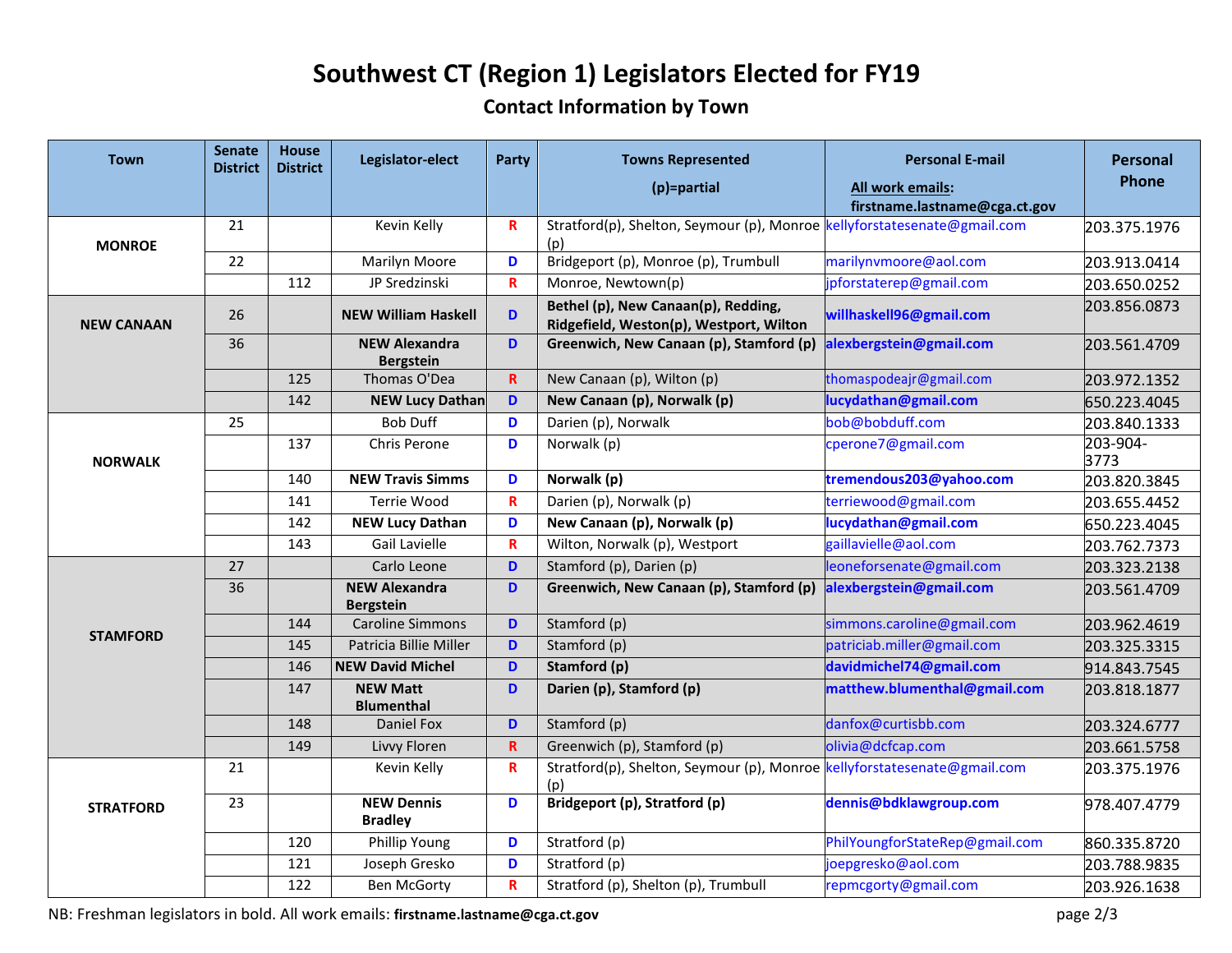# Southwest CT (Region 1) Legislators Elected for FY19

## Contact Information by Town

| Town | Senate District | House District | Legislator-elect | Party | Towns Represented (p)=partial | Personal E-mail<br>All work emails: firstname.lastname@cga.ct.gov | Personal Phone |
|---|---|---|---|---|---|---|---|
| MONROE | 21 | | Kevin Kelly | R | Stratford(p), Shelton, Seymour (p), Monroe (p) | kellyforstatesenate@gmail.com | 203.375.1976 |
| | 22 | | Marilyn Moore | D | Bridgeport (p), Monroe (p), Trumbull | marilynvmoore@aol.com | 203.913.0414 |
| | | 112 | JP Sredzinski | R | Monroe, Newtown(p) | jpforstaterep@gmail.com | 203.650.0252 |
| NEW CANAAN | 26 | | **NEW William Haskell** | D | **Bethel (p), New Canaan(p), Redding, Ridgefield, Weston(p), Westport, Wilton** | **willhaskell96@gmail.com** | 203.856.0873 |
| | 36 | | **NEW Alexandra Bergstein** | D | **Greenwich, New Canaan (p), Stamford (p)** | **alexbergstein@gmail.com** | 203.561.4709 |
| | | 125 | Thomas O'Dea | R | New Canaan (p), Wilton (p) | thomaspodeajr@gmail.com | 203.972.1352 |
| | | 142 | **NEW Lucy Dathan** | D | **New Canaan (p), Norwalk (p)** | **lucydathan@gmail.com** | 650.223.4045 |
| NORWALK | 25 | | Bob Duff | D | Darien (p), Norwalk | bob@bobduff.com | 203.840.1333 |
| | | 137 | Chris Perone | D | Norwalk (p) | cperone7@gmail.com | 203-904-3773 |
| | | 140 | **NEW Travis Simms** | D | **Norwalk (p)** | **tremendous203@yahoo.com** | 203.820.3845 |
| | | 141 | Terrie Wood | R | Darien (p), Norwalk (p) | terriewood@gmail.com | 203.655.4452 |
| | | 142 | **NEW Lucy Dathan** | D | **New Canaan (p), Norwalk (p)** | **lucydathan@gmail.com** | 650.223.4045 |
| | | 143 | Gail Lavielle | R | Wilton, Norwalk (p), Westport | gaillavielle@aol.com | 203.762.7373 |
| STAMFORD | 27 | | Carlo Leone | D | Stamford (p), Darien (p) | leoneforsenate@gmail.com | 203.323.2138 |
| | 36 | | **NEW Alexandra Bergstein** | D | **Greenwich, New Canaan (p), Stamford (p)** | **alexbergstein@gmail.com** | 203.561.4709 |
| | | 144 | Caroline Simmons | D | Stamford (p) | simmons.caroline@gmail.com | 203.962.4619 |
| | | 145 | Patricia Billie Miller | D | Stamford (p) | patriciab.miller@gmail.com | 203.325.3315 |
| | | 146 | **NEW David Michel** | D | **Stamford (p)** | **davidmichel74@gmail.com** | 914.843.7545 |
| | | 147 | **NEW Matt Blumenthal** | D | **Darien (p), Stamford (p)** | **matthew.blumenthal@gmail.com** | 203.818.1877 |
| | | 148 | Daniel Fox | D | Stamford (p) | danfox@curtisbb.com | 203.324.6777 |
| | | 149 | Livvy Floren | R | Greenwich (p), Stamford (p) | olivia@dcfcap.com | 203.661.5758 |
| STRATFORD | 21 | | Kevin Kelly | R | Stratford(p), Shelton, Seymour (p), Monroe (p) | kellyforstatesenate@gmail.com | 203.375.1976 |
| | 23 | | **NEW Dennis Bradley** | D | **Bridgeport (p), Stratford (p)** | **dennis@bdklawgroup.com** | 978.407.4779 |
| | | 120 | Phillip Young | D | Stratford (p) | PhilYoungforStateRep@gmail.com | 860.335.8720 |
| | | 121 | Joseph Gresko | D | Stratford (p) | joepgresko@aol.com | 203.788.9835 |
| | | 122 | Ben McGorty | R | Stratford (p), Shelton (p), Trumbull | repmcgorty@gmail.com | 203.926.1638 |

NB: Freshman legislators in bold. All work emails: **firstname.lastname@cga.ct.gov**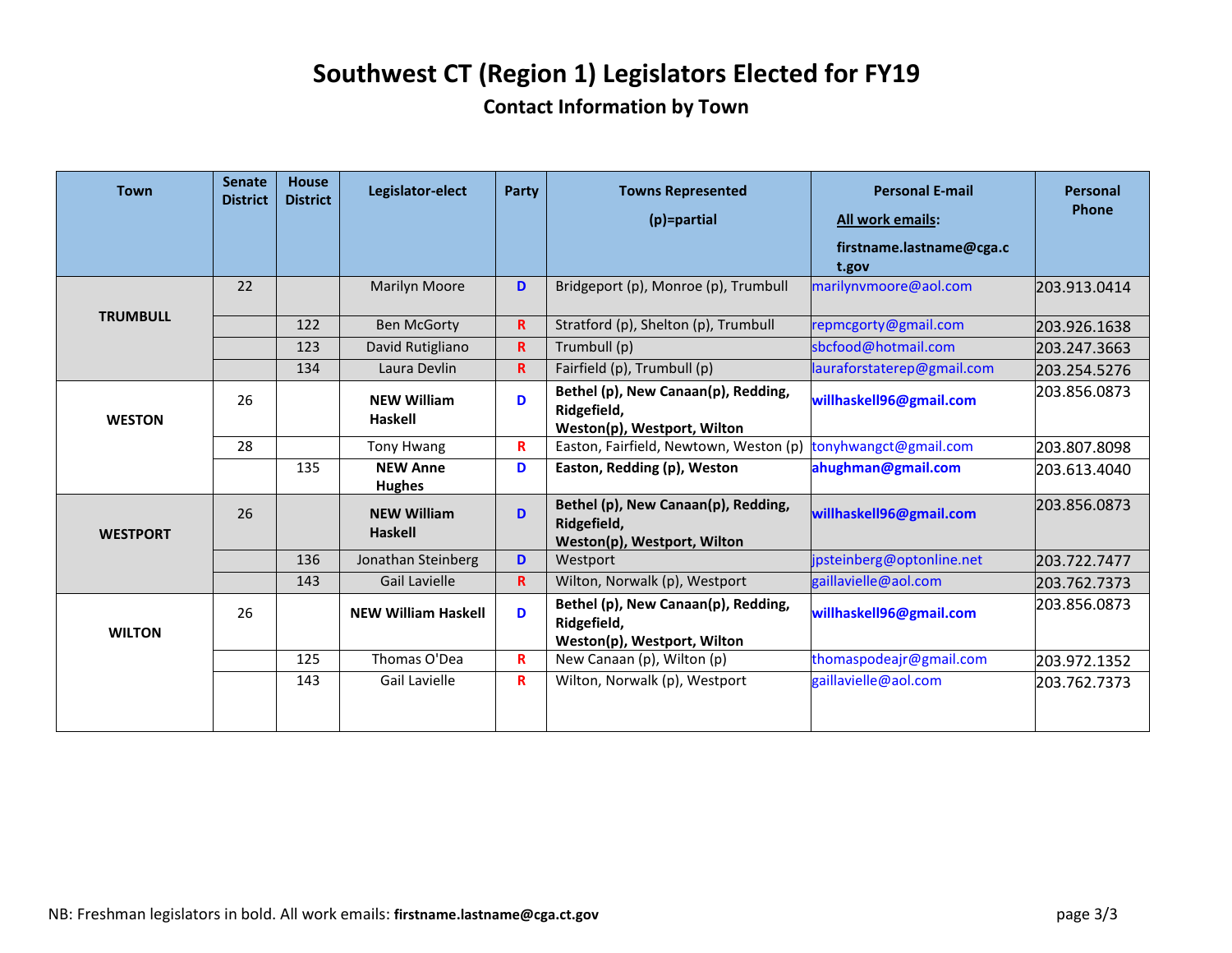# Southwest CT (Region 1) Legislators Elected for FY19

## Contact Information by Town

| Town | Senate District | House District | Legislator-elect | Party | Towns Represented (p)=partial | Personal E-mail **All work emails:** firstname.lastname@cga.ct.gov | Personal Phone |
|---|---|---|---|---|---|---|---|
| **TRUMBULL** | 22 | | Marilyn Moore | D | Bridgeport (p), Monroe (p), Trumbull | marilynvmoore@aol.com | 203.913.0414 |
| | | 122 | Ben McGorty | R | Stratford (p), Shelton (p), Trumbull | repmcgorty@gmail.com | 203.926.1638 |
| | | 123 | David Rutigliano | R | Trumbull (p) | sbcfood@hotmail.com | 203.247.3663 |
| | | 134 | Laura Devlin | R | Fairfield (p), Trumbull (p) | lauraforstaterep@gmail.com | 203.254.5276 |
| **WESTON** | 26 | | **NEW William Haskell** | D | **Bethel (p), New Canaan(p), Redding, Ridgefield, Weston(p), Westport, Wilton** | **willhaskell96@gmail.com** | 203.856.0873 |
| | 28 | | Tony Hwang | R | Easton, Fairfield, Newtown, Weston (p) | tonyhwangct@gmail.com | 203.807.8098 |
| | | 135 | **NEW Anne Hughes** | D | **Easton, Redding (p), Weston** | **ahughman@gmail.com** | 203.613.4040 |
| **WESTPORT** | 26 | | **NEW William Haskell** | D | **Bethel (p), New Canaan(p), Redding, Ridgefield, Weston(p), Westport, Wilton** | **willhaskell96@gmail.com** | 203.856.0873 |
| | | 136 | Jonathan Steinberg | D | Westport | jpsteinberg@optonline.net | 203.722.7477 |
| | | 143 | Gail Lavielle | R | Wilton, Norwalk (p), Westport | gaillavielle@aol.com | 203.762.7373 |
| **WILTON** | 26 | | **NEW William Haskell** | D | **Bethel (p), New Canaan(p), Redding, Ridgefield, Weston(p), Westport, Wilton** | **willhaskell96@gmail.com** | 203.856.0873 |
| | | 125 | Thomas O'Dea | R | New Canaan (p), Wilton (p) | thomaspodeajr@gmail.com | 203.972.1352 |
| | | 143 | Gail Lavielle | R | Wilton, Norwalk (p), Westport | gaillavielle@aol.com | 203.762.7373 |

NB: Freshman legislators in bold. All work emails: **firstname.lastname@cga.ct.gov**